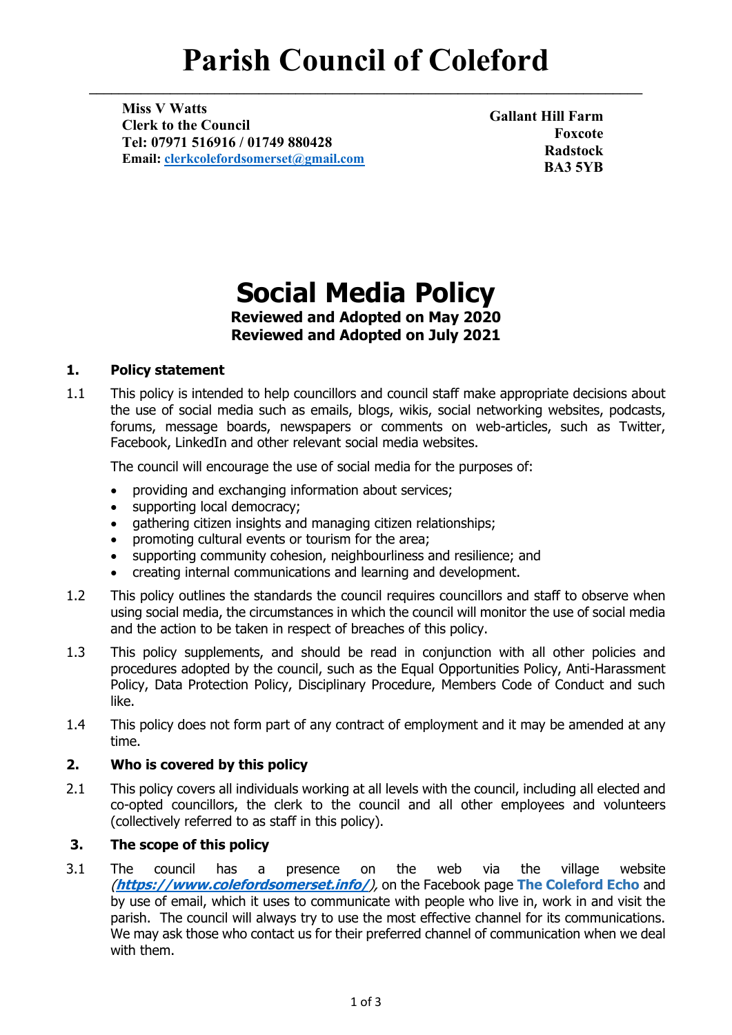# Parish Council of Coleford

**Miss V Watts**
**Clerk to the Council**
**Tel: 07971 516916 / 01749 880428**
**Email: clerkcolefordsomerset@gmail.com**

**Gallant Hill Farm**
**Foxcote**
**Radstock**
**BA3 5YB**

# Social Media Policy

**Reviewed and Adopted on May 2020**
**Reviewed and Adopted on July 2021**

## 1. Policy statement

1.1 This policy is intended to help councillors and council staff make appropriate decisions about the use of social media such as emails, blogs, wikis, social networking websites, podcasts, forums, message boards, newspapers or comments on web-articles, such as Twitter, Facebook, LinkedIn and other relevant social media websites.

The council will encourage the use of social media for the purposes of:

- providing and exchanging information about services;
- supporting local democracy;
- gathering citizen insights and managing citizen relationships;
- promoting cultural events or tourism for the area;
- supporting community cohesion, neighbourliness and resilience; and
- creating internal communications and learning and development.

1.2 This policy outlines the standards the council requires councillors and staff to observe when using social media, the circumstances in which the council will monitor the use of social media and the action to be taken in respect of breaches of this policy.

1.3 This policy supplements, and should be read in conjunction with all other policies and procedures adopted by the council, such as the Equal Opportunities Policy, Anti-Harassment Policy, Data Protection Policy, Disciplinary Procedure, Members Code of Conduct and such like.

1.4 This policy does not form part of any contract of employment and it may be amended at any time.

## 2. Who is covered by this policy

2.1 This policy covers all individuals working at all levels with the council, including all elected and co-opted councillors, the clerk to the council and all other employees and volunteers (collectively referred to as staff in this policy).

## 3. The scope of this policy

3.1 The council has a presence on the web via the village website (***https://www.colefordsomerset.info/***), on the Facebook page **The Coleford Echo** and by use of email, which it uses to communicate with people who live in, work in and visit the parish. The council will always try to use the most effective channel for its communications. We may ask those who contact us for their preferred channel of communication when we deal with them.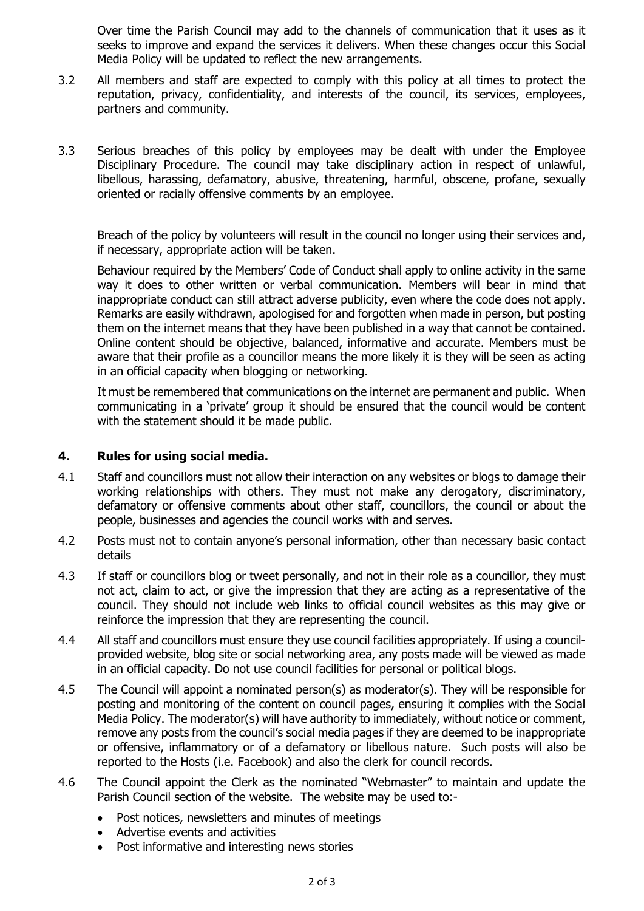Over time the Parish Council may add to the channels of communication that it uses as it seeks to improve and expand the services it delivers. When these changes occur this Social Media Policy will be updated to reflect the new arrangements.

3.2 All members and staff are expected to comply with this policy at all times to protect the reputation, privacy, confidentiality, and interests of the council, its services, employees, partners and community.

3.3 Serious breaches of this policy by employees may be dealt with under the Employee Disciplinary Procedure. The council may take disciplinary action in respect of unlawful, libellous, harassing, defamatory, abusive, threatening, harmful, obscene, profane, sexually oriented or racially offensive comments by an employee.

Breach of the policy by volunteers will result in the council no longer using their services and, if necessary, appropriate action will be taken.

Behaviour required by the Members' Code of Conduct shall apply to online activity in the same way it does to other written or verbal communication. Members will bear in mind that inappropriate conduct can still attract adverse publicity, even where the code does not apply. Remarks are easily withdrawn, apologised for and forgotten when made in person, but posting them on the internet means that they have been published in a way that cannot be contained. Online content should be objective, balanced, informative and accurate. Members must be aware that their profile as a councillor means the more likely it is they will be seen as acting in an official capacity when blogging or networking.

It must be remembered that communications on the internet are permanent and public. When communicating in a 'private' group it should be ensured that the council would be content with the statement should it be made public.

## 4. Rules for using social media.

4.1 Staff and councillors must not allow their interaction on any websites or blogs to damage their working relationships with others. They must not make any derogatory, discriminatory, defamatory or offensive comments about other staff, councillors, the council or about the people, businesses and agencies the council works with and serves.

4.2 Posts must not to contain anyone's personal information, other than necessary basic contact details

4.3 If staff or councillors blog or tweet personally, and not in their role as a councillor, they must not act, claim to act, or give the impression that they are acting as a representative of the council. They should not include web links to official council websites as this may give or reinforce the impression that they are representing the council.

4.4 All staff and councillors must ensure they use council facilities appropriately. If using a council-provided website, blog site or social networking area, any posts made will be viewed as made in an official capacity. Do not use council facilities for personal or political blogs.

4.5 The Council will appoint a nominated person(s) as moderator(s). They will be responsible for posting and monitoring of the content on council pages, ensuring it complies with the Social Media Policy. The moderator(s) will have authority to immediately, without notice or comment, remove any posts from the council's social media pages if they are deemed to be inappropriate or offensive, inflammatory or of a defamatory or libellous nature. Such posts will also be reported to the Hosts (i.e. Facebook) and also the clerk for council records.

4.6 The Council appoint the Clerk as the nominated "Webmaster" to maintain and update the Parish Council section of the website. The website may be used to:-

- Post notices, newsletters and minutes of meetings
- Advertise events and activities
- Post informative and interesting news stories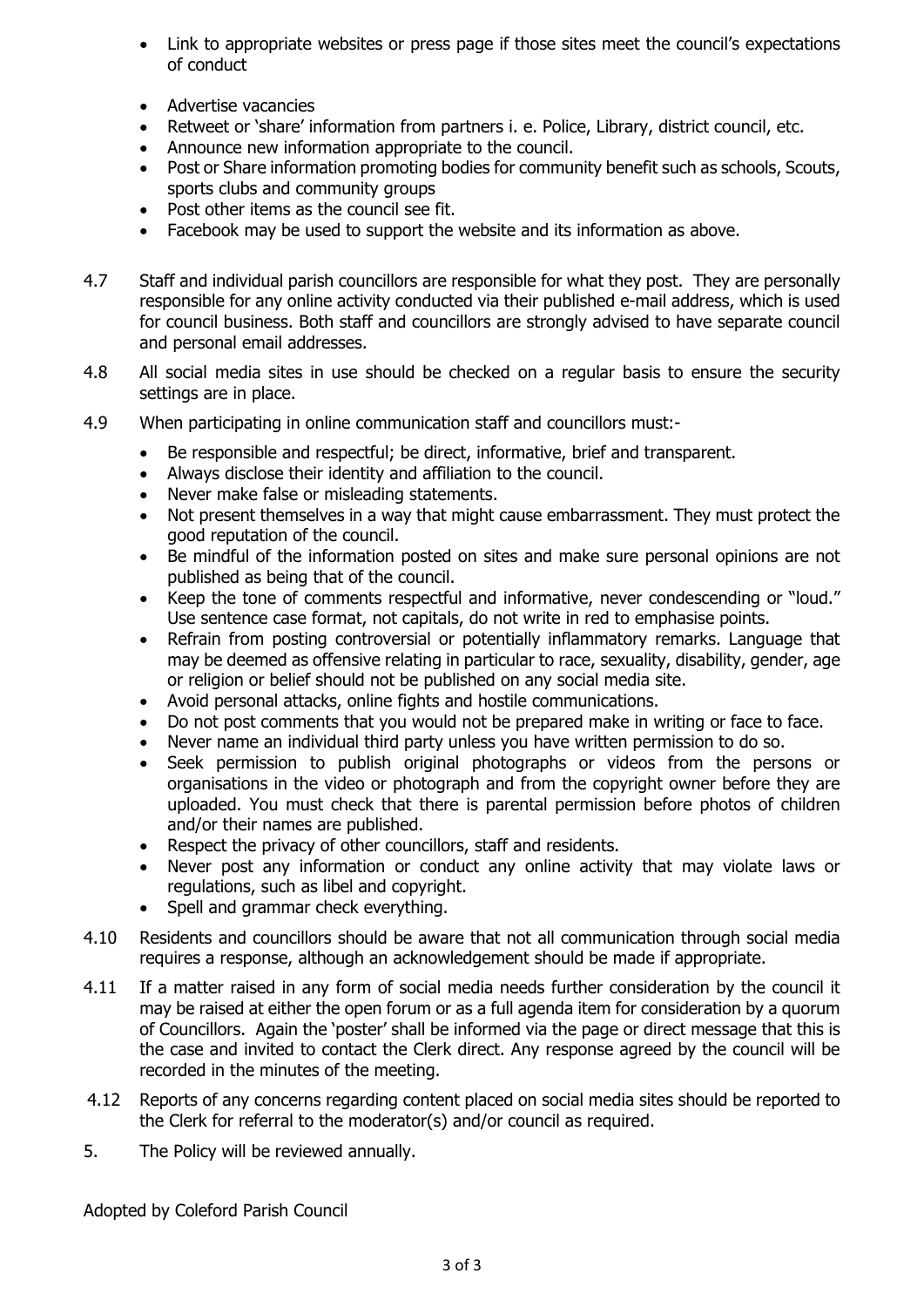- Link to appropriate websites or press page if those sites meet the council's expectations of conduct
- Advertise vacancies
- Retweet or 'share' information from partners i. e. Police, Library, district council, etc.
- Announce new information appropriate to the council.
- Post or Share information promoting bodies for community benefit such as schools, Scouts, sports clubs and community groups
- Post other items as the council see fit.
- Facebook may be used to support the website and its information as above.

4.7 Staff and individual parish councillors are responsible for what they post. They are personally responsible for any online activity conducted via their published e-mail address, which is used for council business. Both staff and councillors are strongly advised to have separate council and personal email addresses.

4.8 All social media sites in use should be checked on a regular basis to ensure the security settings are in place.

4.9 When participating in online communication staff and councillors must:-

- Be responsible and respectful; be direct, informative, brief and transparent.
- Always disclose their identity and affiliation to the council.
- Never make false or misleading statements.
- Not present themselves in a way that might cause embarrassment. They must protect the good reputation of the council.
- Be mindful of the information posted on sites and make sure personal opinions are not published as being that of the council.
- Keep the tone of comments respectful and informative, never condescending or "loud." Use sentence case format, not capitals, do not write in red to emphasise points.
- Refrain from posting controversial or potentially inflammatory remarks. Language that may be deemed as offensive relating in particular to race, sexuality, disability, gender, age or religion or belief should not be published on any social media site.
- Avoid personal attacks, online fights and hostile communications.
- Do not post comments that you would not be prepared make in writing or face to face.
- Never name an individual third party unless you have written permission to do so.
- Seek permission to publish original photographs or videos from the persons or organisations in the video or photograph and from the copyright owner before they are uploaded. You must check that there is parental permission before photos of children and/or their names are published.
- Respect the privacy of other councillors, staff and residents.
- Never post any information or conduct any online activity that may violate laws or regulations, such as libel and copyright.
- Spell and grammar check everything.

4.10 Residents and councillors should be aware that not all communication through social media requires a response, although an acknowledgement should be made if appropriate.

4.11 If a matter raised in any form of social media needs further consideration by the council it may be raised at either the open forum or as a full agenda item for consideration by a quorum of Councillors. Again the 'poster' shall be informed via the page or direct message that this is the case and invited to contact the Clerk direct. Any response agreed by the council will be recorded in the minutes of the meeting.

4.12 Reports of any concerns regarding content placed on social media sites should be reported to the Clerk for referral to the moderator(s) and/or council as required.

5. The Policy will be reviewed annually.

Adopted by Coleford Parish Council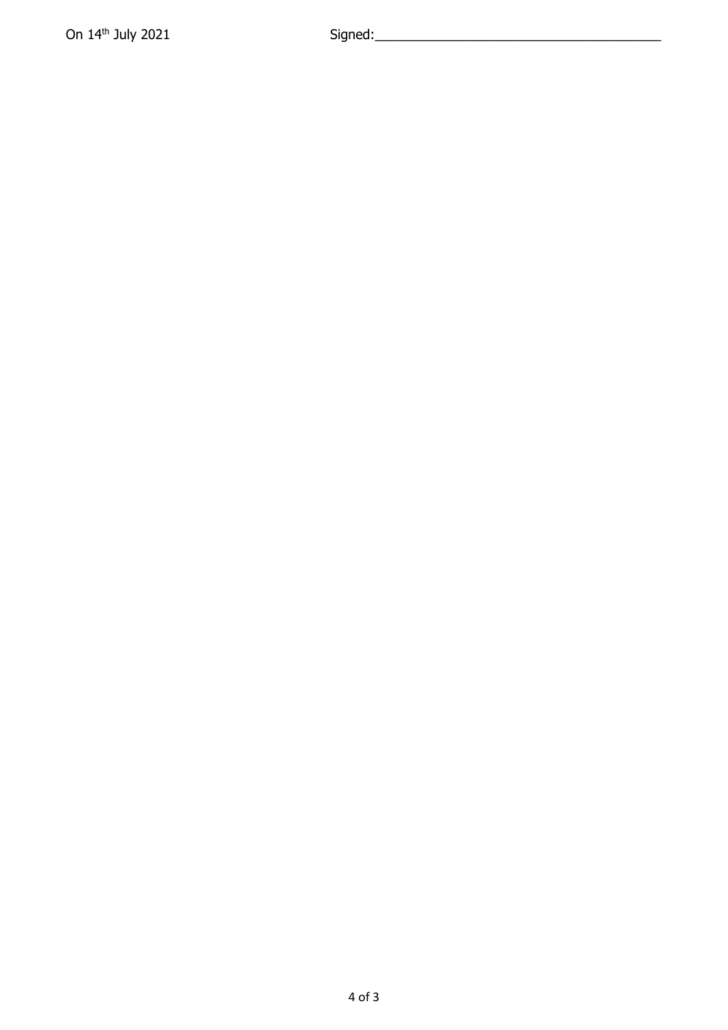On 14th July 2021 Signed:_______________________________________